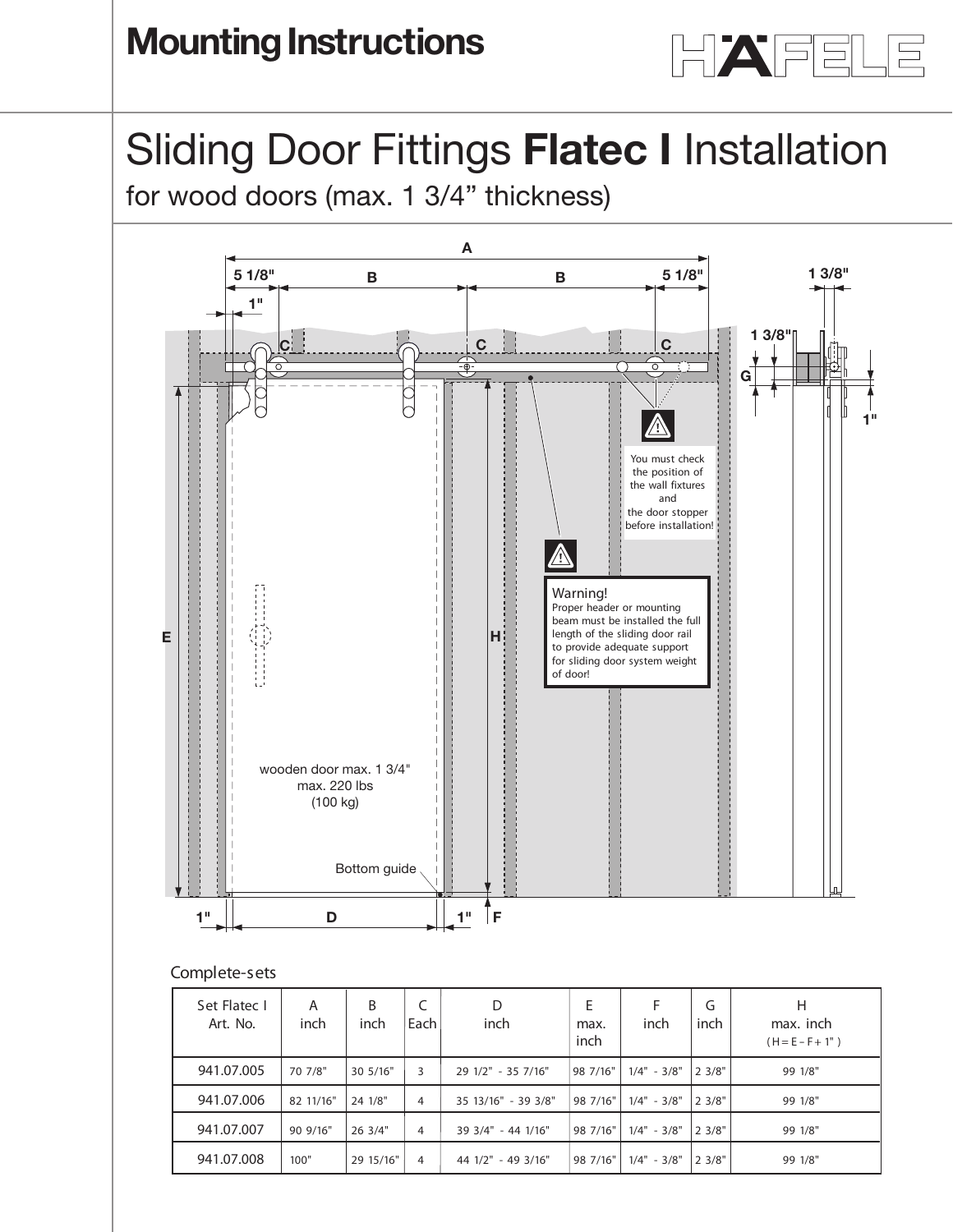# Mounting Instructions

HÄFELE

# Sliding Door Fittings **Flatec I** Installation

## for wood doors (max. 1 3/4" thickness)

You must check the position of the wall fixtures and the door stopper before installation!

**Warning!**
Proper header or mounting beam must be installed the full length of the sliding door rail to provide adequate support for sliding door system weight of door!

wooden door max. 1 3/4"
max. 220 lbs
(100 kg)

Bottom guide

### Complete-sets

| Set Flatec I Art. No. | A inch | B inch | C Each | D inch | E max. inch | F inch | G inch | H max. inch (H = E – F + 1") |
|---|---|---|---|---|---|---|---|---|
| 941.07.005 | 70 7/8" | 30 5/16" | 3 | 29 1/2" - 35 7/16" | 98 7/16" | 1/4" - 3/8" | 2 3/8" | 99 1/8" |
| 941.07.006 | 82 11/16" | 24 1/8" | 4 | 35 13/16" - 39 3/8" | 98 7/16" | 1/4" - 3/8" | 2 3/8" | 99 1/8" |
| 941.07.007 | 90 9/16" | 26 3/4" | 4 | 39 3/4" - 44 1/16" | 98 7/16" | 1/4" - 3/8" | 2 3/8" | 99 1/8" |
| 941.07.008 | 100" | 29 15/16" | 4 | 44 1/2" - 49 3/16" | 98 7/16" | 1/4" - 3/8" | 2 3/8" | 99 1/8" |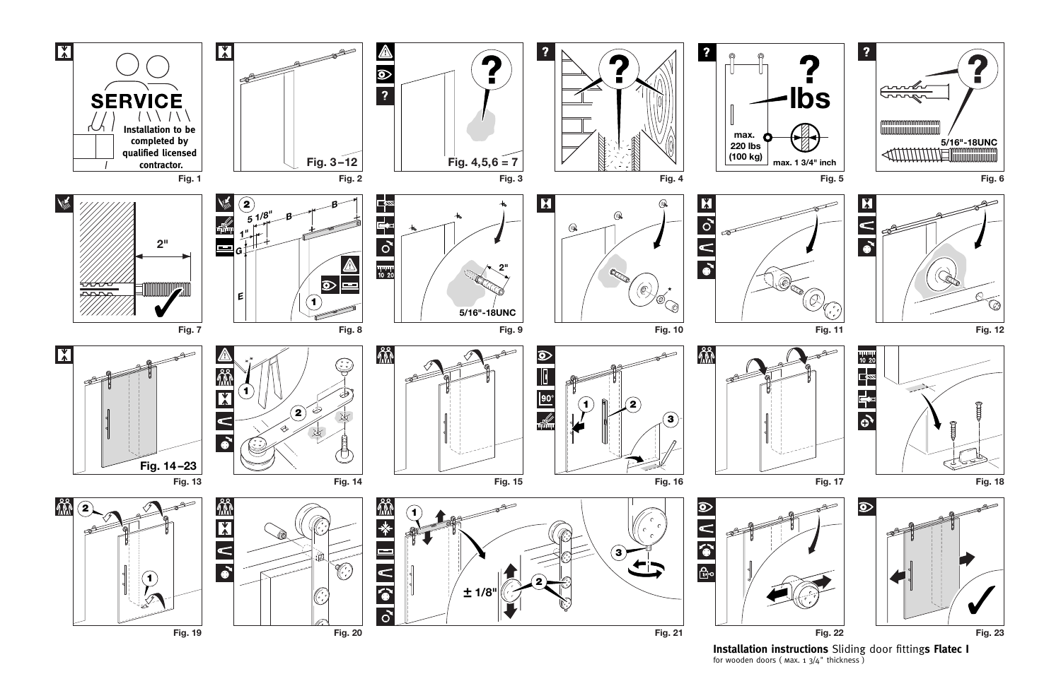SERVICE

Installation to be completed by qualified licensed contractor.

Fig. 1

Fig. 3–12

Fig. 2

Fig. 4,5,6 = 7

Fig. 3

Fig. 4

max. 220 lbs (100 kg)

lbs

max. 1 3/4" inch

Fig. 5

5/16"-18UNC

Fig. 6

2"

Fig. 7

5 1/8"

1"

B

B

G

E

Fig. 8

2"

5/16"-18UNC

Fig. 9

Fig. 10

Fig. 11

Fig. 12

Fig. 14–23

Fig. 13

Fig. 14

Fig. 15

90°

Fig. 16

Fig. 17

10 20

Fig. 18

Fig. 19

Fig. 20

± 1/8"

Fig. 21

Fig. 22

Fig. 23

**Installation instructions** Sliding door fitting**s Flatec I**

for wooden doors ( max. 1 3/4" thickness )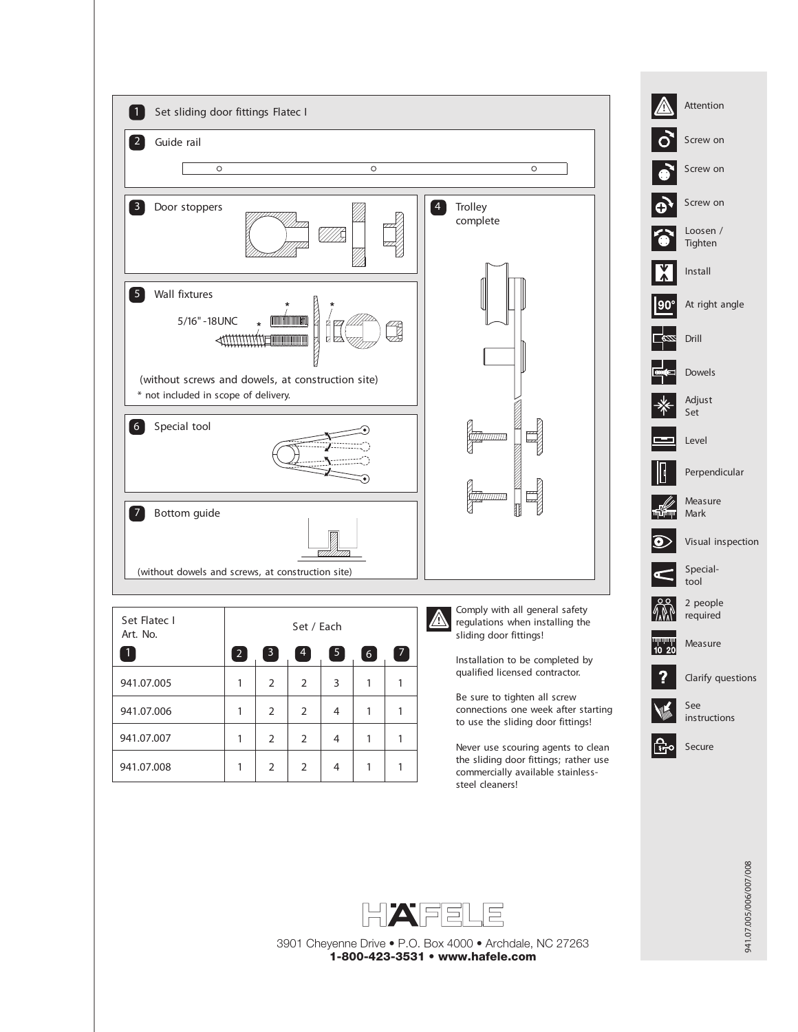1 Set sliding door fittings Flatec I

2 Guide rail

3 Door stoppers

4 Trolley complete

5 Wall fixtures

5/16" -18UNC

(without screws and dowels, at construction site)

* not included in scope of delivery.

6 Special tool

7 Bottom guide

(without dowels and screws, at construction site)

| Set Flatec I Art. No. 1 | Set / Each | | | | | |
|---|---|---|---|---|---|---|
| | 2 | 3 | 4 | 5 | 6 | 7 |
| 941.07.005 | 1 | 2 | 2 | 3 | 1 | 1 |
| 941.07.006 | 1 | 2 | 2 | 4 | 1 | 1 |
| 941.07.007 | 1 | 2 | 2 | 4 | 1 | 1 |
| 941.07.008 | 1 | 2 | 2 | 4 | 1 | 1 |

Comply with all general safety regulations when installing the sliding door fittings!

Installation to be completed by qualified licensed contractor.

Be sure to tighten all screw connections one week after starting to use the sliding door fittings!

Never use scouring agents to clean the sliding door fittings; rather use commercially available stainless-steel cleaners!

- Attention
- Screw on
- Screw on
- Screw on
- Loosen / Tighten
- Install
- At right angle
- Drill
- Dowels
- Adjust Set
- Level
- Perpendicular
- Measure Mark
- Visual inspection
- Special-tool
- 2 people required
- Measure
- Clarify questions
- See instructions
- Secure

941.07.005/006/007/008

HÄFELE

3901 Cheyenne Drive • P.O. Box 4000 • Archdale, NC 27263

**1-800-423-3531 • www.hafele.com**